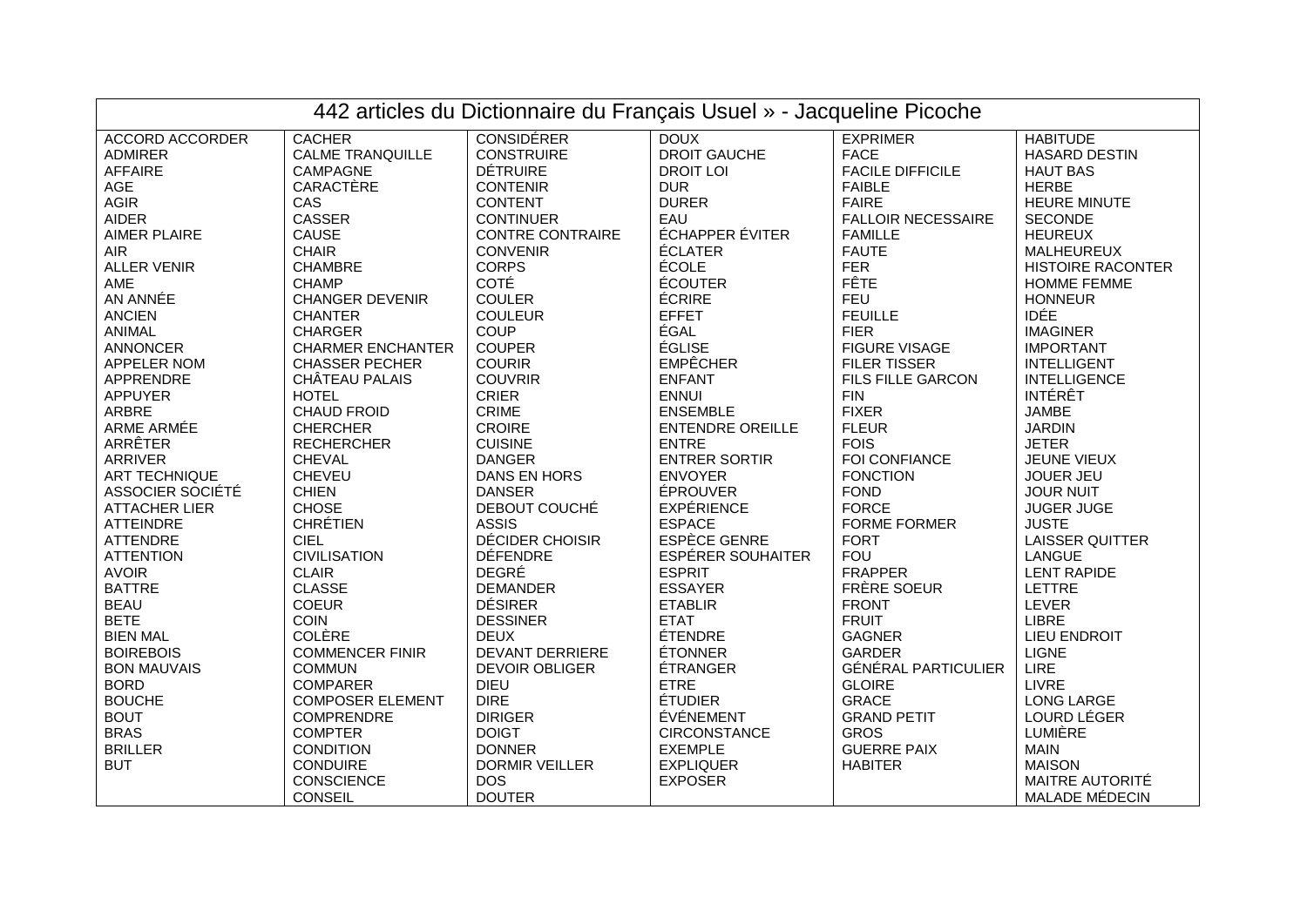| 442 articles du Dictionnaire du Français Usuel » - Jacqueline Picoche | | | | | |
|---|---|---|---|---|---|
| ACCORD ACCORDER | CACHER | CONSIDÉRER | DOUX | EXPRIMER | HABITUDE |
| ADMIRER | CALME TRANQUILLE | CONSTRUIRE | DROIT GAUCHE | FACE | HASARD DESTIN |
| AFFAIRE | CAMPAGNE | DÉTRUIRE | DROIT LOI | FACILE DIFFICILE | HAUT BAS |
| AGE | CARACTÈRE | CONTENIR | DUR | FAIBLE | HERBE |
| AGIR | CAS | CONTENT | DURER | FAIRE | HEURE MINUTE |
| AIDER | CASSER | CONTINUER | EAU | FALLOIR NECESSAIRE | SECONDE |
| AIMER PLAIRE | CAUSE | CONTRE CONTRAIRE | ÉCHAPPER ÉVITER | FAMILLE | HEUREUX |
| AIR | CHAIR | CONVENIR | ÉCLATER | FAUTE | MALHEUREUX |
| ALLER VENIR | CHAMBRE | CORPS | ÉCOLE | FER | HISTOIRE RACONTER |
| AME | CHAMP | COTÉ | ÉCOUTER | FÊTE | HOMME FEMME |
| AN ANNÉE | CHANGER DEVENIR | COULER | ÉCRIRE | FEU | HONNEUR |
| ANCIEN | CHANTER | COULEUR | EFFET | FEUILLE | IDÉE |
| ANIMAL | CHARGER | COUP | ÉGAL | FIER | IMAGINER |
| ANNONCER | CHARMER ENCHANTER | COUPER | ÉGLISE | FIGURE VISAGE | IMPORTANT |
| APPELER NOM | CHASSER PECHER | COURIR | EMPÊCHER | FILER TISSER | INTELLIGENT |
| APPRENDRE | CHÂTEAU PALAIS | COUVRIR | ENFANT | FILS FILLE GARCON | INTELLIGENCE |
| APPUYER | HOTEL | CRIER | ENNUI | FIN | INTÉRÊT |
| ARBRE | CHAUD FROID | CRIME | ENSEMBLE | FIXER | JAMBE |
| ARME ARMÉE | CHERCHER | CROIRE | ENTENDRE OREILLE | FLEUR | JARDIN |
| ARRÊTER | RECHERCHER | CUISINE | ENTRE | FOIS | JETER |
| ARRIVER | CHEVAL | DANGER | ENTRER SORTIR | FOI CONFIANCE | JEUNE VIEUX |
| ART TECHNIQUE | CHEVEU | DANS EN HORS | ENVOYER | FONCTION | JOUER JEU |
| ASSOCIER SOCIÉTÉ | CHIEN | DANSER | ÉPROUVER | FOND | JOUR NUIT |
| ATTACHER LIER | CHOSE | DEBOUT COUCHÉ | EXPÉRIENCE | FORCE | JUGER JUGE |
| ATTEINDRE | CHRÉTIEN | ASSIS | ESPACE | FORME FORMER | JUSTE |
| ATTENDRE | CIEL | DÉCIDER CHOISIR | ESPÈCE GENRE | FORT | LAISSER QUITTER |
| ATTENTION | CIVILISATION | DÉFENDRE | ESPÉRER SOUHAITER | FOU | LANGUE |
| AVOIR | CLAIR | DEGRÉ | ESPRIT | FRAPPER | LENT RAPIDE |
| BATTRE | CLASSE | DEMANDER | ESSAYER | FRÈRE SOEUR | LETTRE |
| BEAU | COEUR | DÉSIRER | ETABLIR | FRONT | LEVER |
| BETE | COIN | DESSINER | ETAT | FRUIT | LIBRE |
| BIEN MAL | COLÈRE | DEUX | ÉTENDRE | GAGNER | LIEU ENDROIT |
| BOIREBOIS | COMMENCER FINIR | DEVANT DERRIERE | ÉTONNER | GARDER | LIGNE |
| BON MAUVAIS | COMMUN | DEVOIR OBLIGER | ÉTRANGER | GÉNÉRAL PARTICULIER | LIRE |
| BORD | COMPARER | DIEU | ETRE | GLOIRE | LIVRE |
| BOUCHE | COMPOSER ELEMENT | DIRE | ÉTUDIER | GRACE | LONG LARGE |
| BOUT | COMPRENDRE | DIRIGER | ÉVÉNEMENT | GRAND PETIT | LOURD LÉGER |
| BRAS | COMPTER | DOIGT | CIRCONSTANCE | GROS | LUMIÈRE |
| BRILLER | CONDITION | DONNER | EXEMPLE | GUERRE PAIX | MAIN |
| BUT | CONDUIRE | DORMIR VEILLER | EXPLIQUER | HABITER | MAISON |
| | CONSCIENCE | DOS | EXPOSER | | MAITRE AUTORITÉ |
| | CONSEIL | DOUTER | | | MALADE MÉDECIN |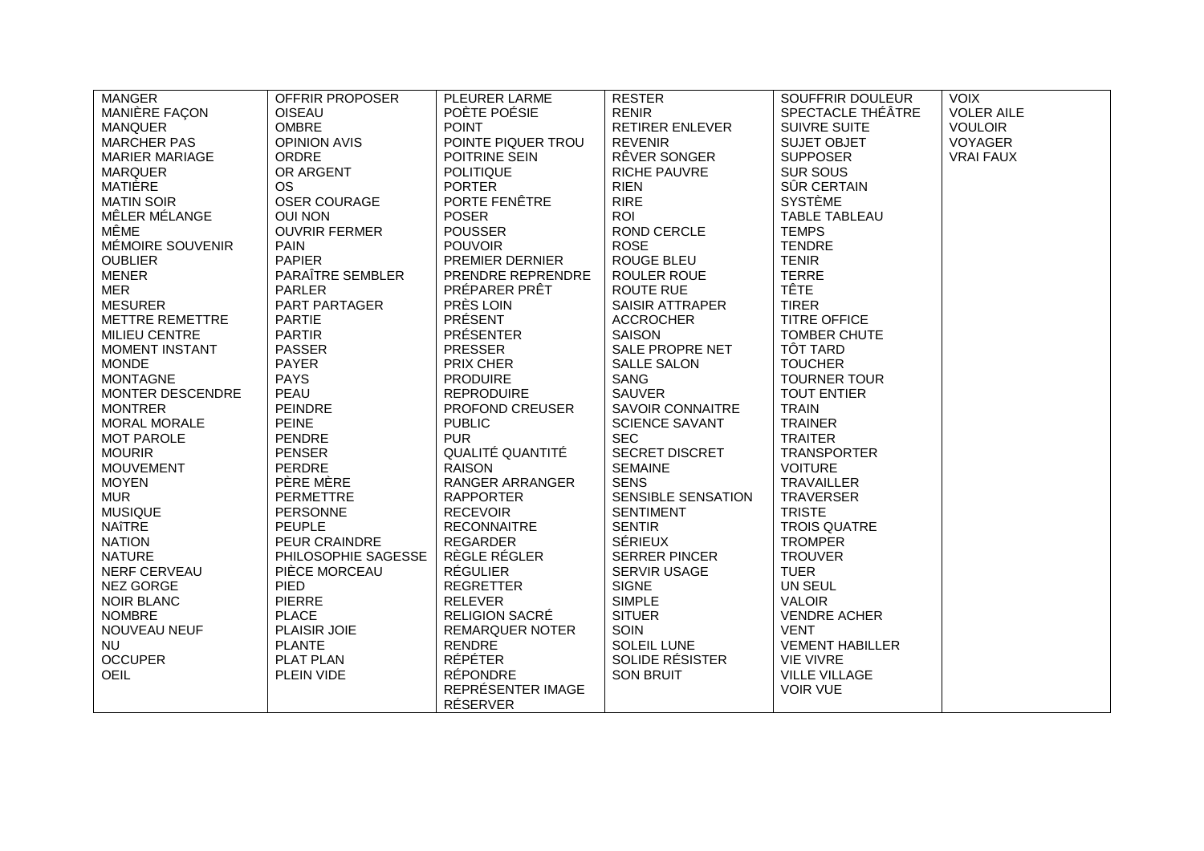| | | | | | |
|---|---|---|---|---|---|
| MANGER | OFFRIR PROPOSER | PLEURER LARME | RESTER | SOUFFRIR DOULEUR | VOIX |
| MANIÈRE FAÇON | OISEAU | POÈTE POÉSIE | RENIR | SPECTACLE THÉÂTRE | VOLER AILE |
| MANQUER | OMBRE | POINT | RETIRER ENLEVER | SUIVRE SUITE | VOULOIR |
| MARCHER PAS | OPINION AVIS | POINTE PIQUER TROU | REVENIR | SUJET OBJET | VOYAGER |
| MARIER MARIAGE | ORDRE | POITRINE SEIN | RÊVER SONGER | SUPPOSER | VRAI FAUX |
| MARQUER | OR ARGENT | POLITIQUE | RICHE PAUVRE | SUR SOUS | |
| MATIÈRE | OS | PORTER | RIEN | SÛR CERTAIN | |
| MATIN SOIR | OSER COURAGE | PORTE FENÊTRE | RIRE | SYSTÈME | |
| MÊLER MÉLANGE | OUI NON | POSER | ROI | TABLE TABLEAU | |
| MÊME | OUVRIR FERMER | POUSSER | ROND CERCLE | TEMPS | |
| MÉMOIRE SOUVENIR | PAIN | POUVOIR | ROSE | TENDRE | |
| OUBLIER | PAPIER | PREMIER DERNIER | ROUGE BLEU | TENIR | |
| MENER | PARAÎTRE SEMBLER | PRENDRE REPRENDRE | ROULER ROUE | TERRE | |
| MER | PARLER | PRÉPARER PRÊT | ROUTE RUE | TÊTE | |
| MESURER | PART PARTAGER | PRÈS LOIN | SAISIR ATTRAPER | TIRER | |
| METTRE REMETTRE | PARTIE | PRÉSENT | ACCROCHER | TITRE OFFICE | |
| MILIEU CENTRE | PARTIR | PRÉSENTER | SAISON | TOMBER CHUTE | |
| MOMENT INSTANT | PASSER | PRESSER | SALE PROPRE NET | TÔT TARD | |
| MONDE | PAYER | PRIX CHER | SALLE SALON | TOUCHER | |
| MONTAGNE | PAYS | PRODUIRE | SANG | TOURNER TOUR | |
| MONTER DESCENDRE | PEAU | REPRODUIRE | SAUVER | TOUT ENTIER | |
| MONTRER | PEINDRE | PROFOND CREUSER | SAVOIR CONNAITRE | TRAIN | |
| MORAL MORALE | PEINE | PUBLIC | SCIENCE SAVANT | TRAINER | |
| MOT PAROLE | PENDRE | PUR | SEC | TRAITER | |
| MOURIR | PENSER | QUALITÉ QUANTITÉ | SECRET DISCRET | TRANSPORTER | |
| MOUVEMENT | PERDRE | RAISON | SEMAINE | VOITURE | |
| MOYEN | PÈRE MÈRE | RANGER ARRANGER | SENS | TRAVAILLER | |
| MUR | PERMETTRE | RAPPORTER | SENSIBLE SENSATION | TRAVERSER | |
| MUSIQUE | PERSONNE | RECEVOIR | SENTIMENT | TRISTE | |
| NAÎTRE | PEUPLE | RECONNAITRE | SENTIR | TROIS QUATRE | |
| NATION | PEUR CRAINDRE | REGARDER | SÉRIEUX | TROMPER | |
| NATURE | PHILOSOPHIE SAGESSE | RÈGLE RÉGLER | SERRER PINCER | TROUVER | |
| NERF CERVEAU | PIÈCE MORCEAU | RÉGULIER | SERVIR USAGE | TUER | |
| NEZ GORGE | PIED | REGRETTER | SIGNE | UN SEUL | |
| NOIR BLANC | PIERRE | RELEVER | SIMPLE | VALOIR | |
| NOMBRE | PLACE | RELIGION SACRÉ | SITUER | VENDRE ACHER | |
| NOUVEAU NEUF | PLAISIR JOIE | REMARQUER NOTER | SOIN | VENT | |
| NU | PLANTE | RENDRE | SOLEIL LUNE | VEMENT HABILLER | |
| OCCUPER | PLAT PLAN | RÉPÉTER | SOLIDE RÉSISTER | VIE VIVRE | |
| OEIL | PLEIN VIDE | RÉPONDRE | SON BRUIT | VILLE VILLAGE | |
| | | REPRÉSENTER IMAGE | | VOIR VUE | |
| | | RÉSERVER | | | |